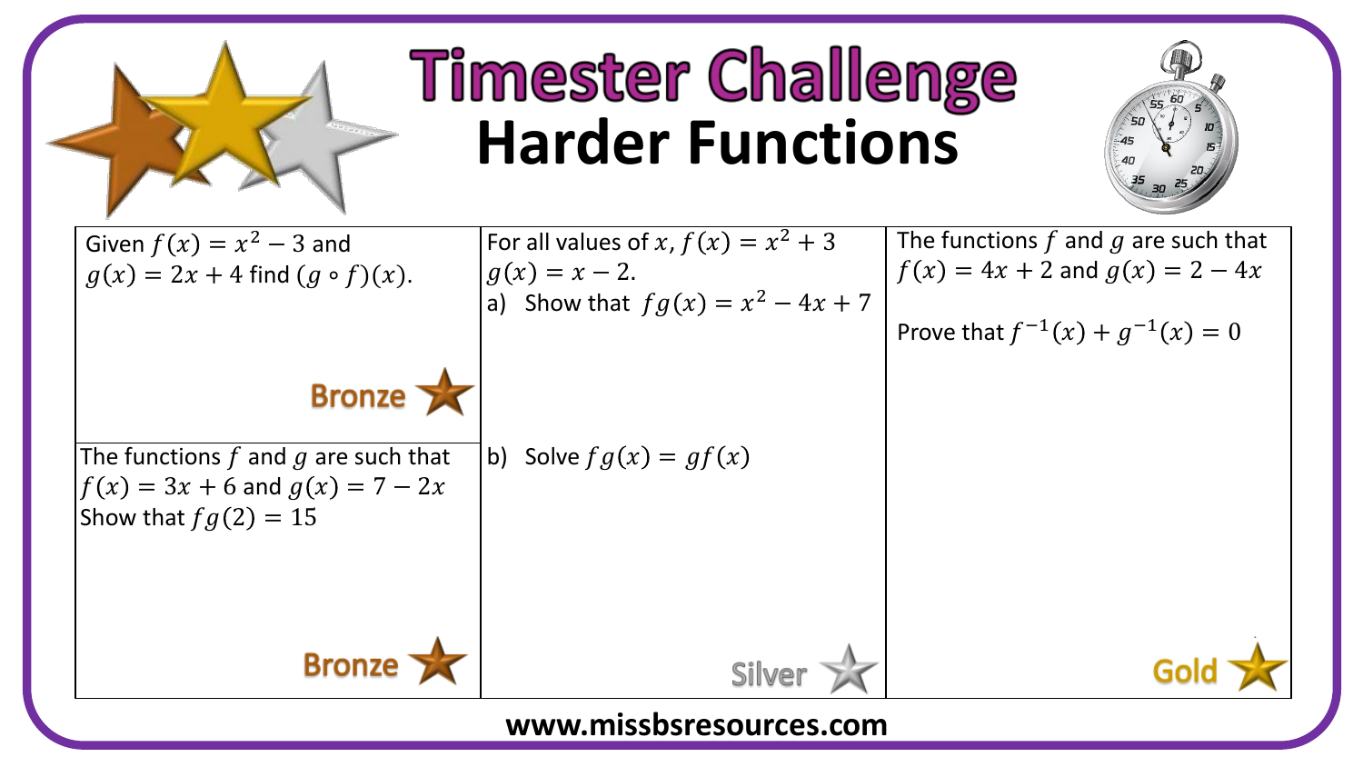# Timester Challenge

## Harder Functions

Given $f(x) = x^2 - 3$ and $g(x) = 2x + 4$ find $(g \circ f)(x)$.

**Bronze**

The functions $f$ and $g$ are such that $f(x) = 3x + 6$ and $g(x) = 7 - 2x$

Show that $fg(2) = 15$

**Bronze**

For all values of $x$, $f(x) = x^2 + 3$

$g(x) = x - 2$.

a) Show that $fg(x) = x^2 - 4x + 7$

b) Solve $fg(x) = gf(x)$

**Silver**

The functions $f$ and $g$ are such that $f(x) = 4x + 2$ and $g(x) = 2 - 4x$

Prove that $f^{-1}(x) + g^{-1}(x) = 0$

**Gold**

www.missbsresources.com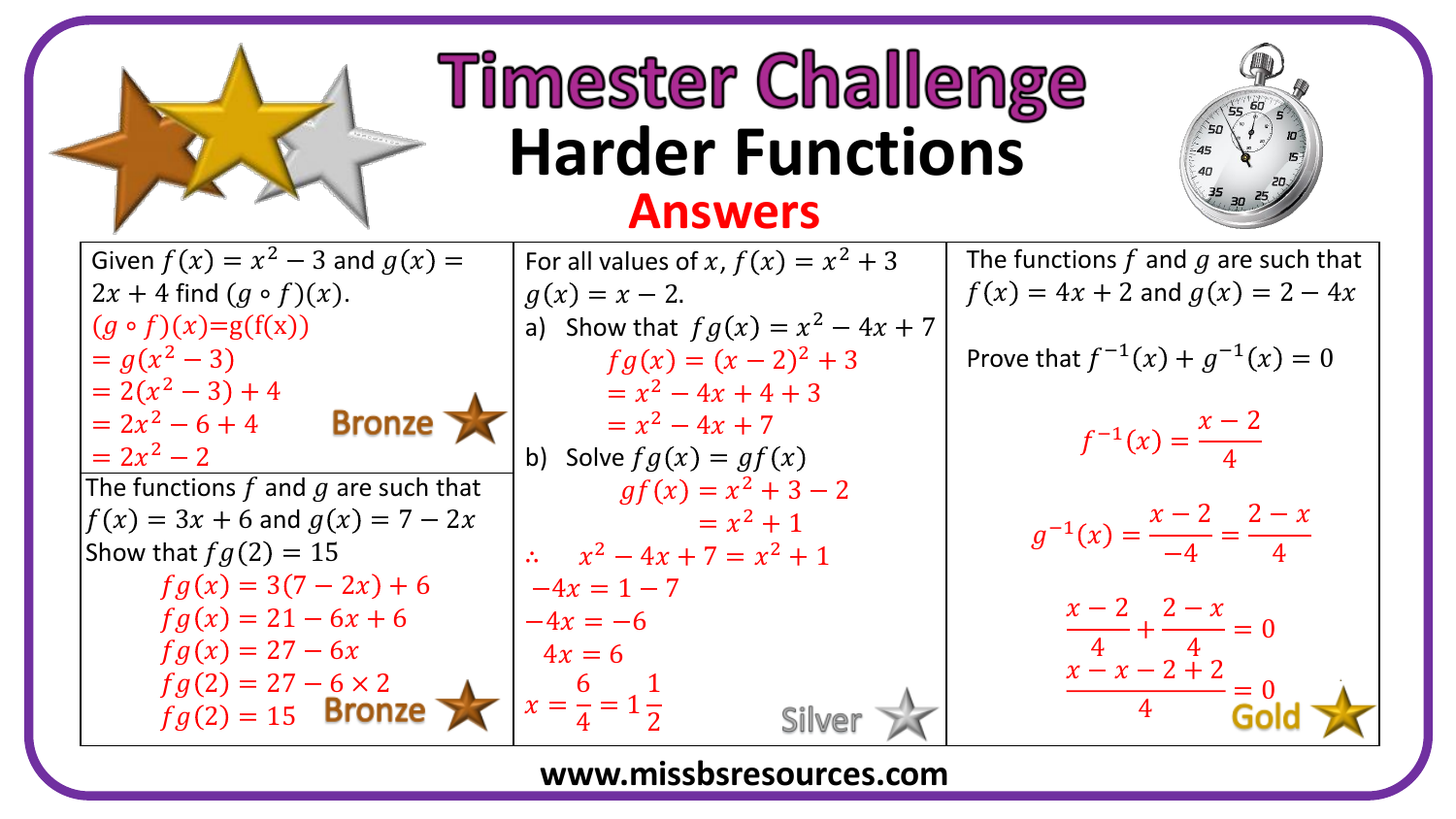# Timester Challenge
## Harder Functions
### Answers

Given $f(x) = x^2 - 3$ and $g(x) = 2x + 4$ find $(g \circ f)(x)$.

$(g \circ f)(x) = g(f(x))$
$= g(x^2 - 3)$
$= 2(x^2 - 3) + 4$
$= 2x^2 - 6 + 4$
$= 2x^2 - 2$

**Bronze**

The functions $f$ and $g$ are such that $f(x) = 3x + 6$ and $g(x) = 7 - 2x$

Show that $fg(2) = 15$

$fg(x) = 3(7 - 2x) + 6$
$fg(x) = 21 - 6x + 6$
$fg(x) = 27 - 6x$
$fg(2) = 27 - 6 \times 2$
$fg(2) = 15$

**Bronze**

For all values of $x$, $f(x) = x^2 + 3$
$g(x) = x - 2$.

a) Show that $fg(x) = x^2 - 4x + 7$

$fg(x) = (x - 2)^2 + 3$
$= x^2 - 4x + 4 + 3$
$= x^2 - 4x + 7$

b) Solve $fg(x) = gf(x)$

$gf(x) = x^2 + 3 - 2$
$= x^2 + 1$

$\therefore \quad x^2 - 4x + 7 = x^2 + 1$
$-4x = 1 - 7$
$-4x = -6$
$4x = 6$
$x = \frac{6}{4} = 1\frac{1}{2}$

**Silver**

The functions $f$ and $g$ are such that $f(x) = 4x + 2$ and $g(x) = 2 - 4x$

Prove that $f^{-1}(x) + g^{-1}(x) = 0$

$$f^{-1}(x) = \frac{x - 2}{4}$$

$$g^{-1}(x) = \frac{x - 2}{-4} = \frac{2 - x}{4}$$

$$\frac{x - 2}{4} + \frac{2 - x}{4} = 0$$
$$\frac{x - x - 2 + 2}{4} = 0$$

**Gold**

www.missbsresources.com